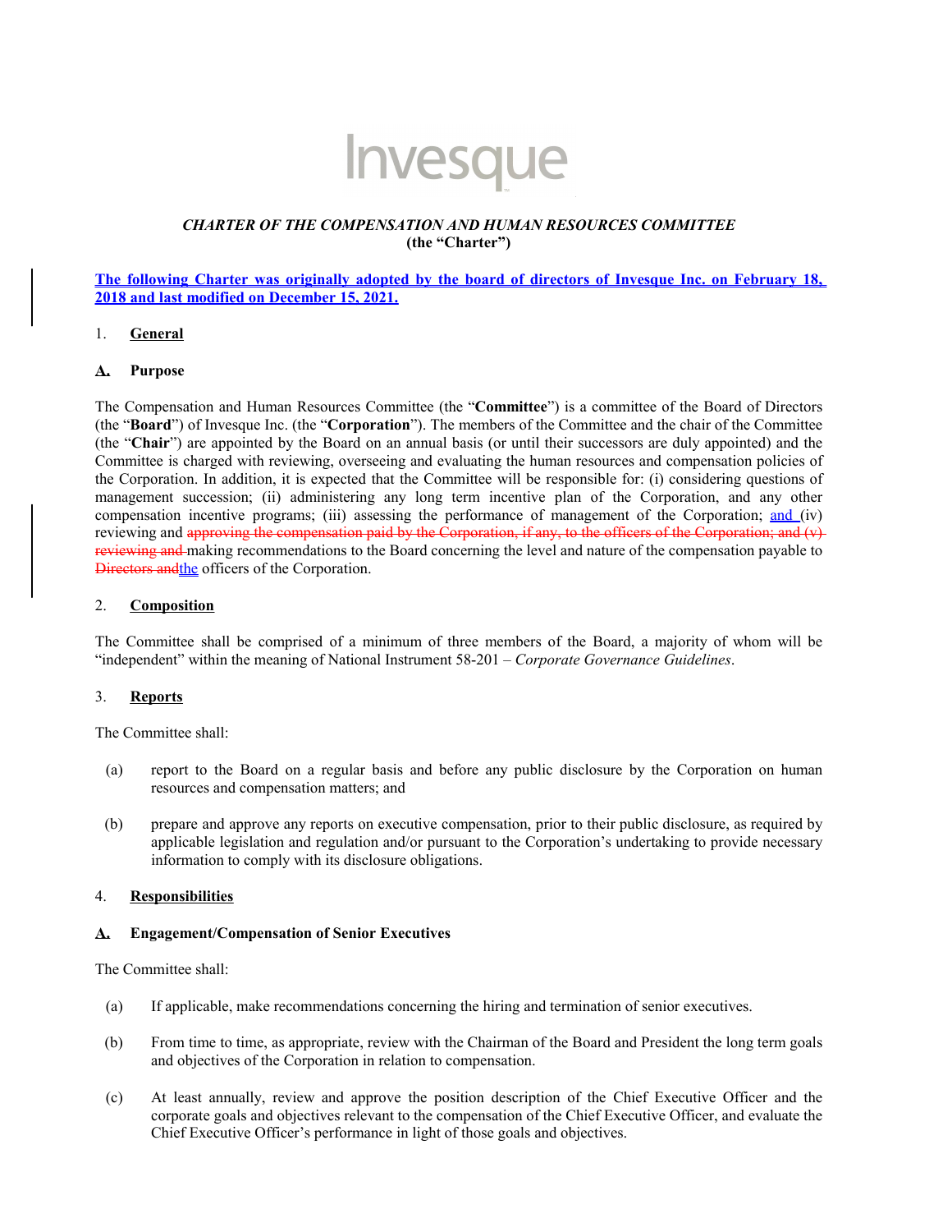Invesque

***CHARTER OF THE COMPENSATION AND HUMAN RESOURCES COMMITTEE***
**(the "Charter")**

**The following Charter was originally adopted by the board of directors of Invesque Inc. on February 18, 2018 and last modified on December 15, 2021.**

## 1. General

### A. Purpose

The Compensation and Human Resources Committee (the "**Committee**") is a committee of the Board of Directors (the "**Board**") of Invesque Inc. (the "**Corporation**"). The members of the Committee and the chair of the Committee (the "**Chair**") are appointed by the Board on an annual basis (or until their successors are duly appointed) and the Committee is charged with reviewing, overseeing and evaluating the human resources and compensation policies of the Corporation. In addition, it is expected that the Committee will be responsible for: (i) considering questions of management succession; (ii) administering any long term incentive plan of the Corporation, and any other compensation incentive programs; (iii) assessing the performance of management of the Corporation; and (iv) reviewing and ~~approving the compensation paid by the Corporation, if any, to the officers of the Corporation; and (v) reviewing and~~ making recommendations to the Board concerning the level and nature of the compensation payable to ~~Directors and~~the officers of the Corporation.

## 2. Composition

The Committee shall be comprised of a minimum of three members of the Board, a majority of whom will be "independent" within the meaning of National Instrument 58-201 – *Corporate Governance Guidelines*.

## 3. Reports

The Committee shall:

(a) report to the Board on a regular basis and before any public disclosure by the Corporation on human resources and compensation matters; and

(b) prepare and approve any reports on executive compensation, prior to their public disclosure, as required by applicable legislation and regulation and/or pursuant to the Corporation's undertaking to provide necessary information to comply with its disclosure obligations.

## 4. Responsibilities

### A. Engagement/Compensation of Senior Executives

The Committee shall:

(a) If applicable, make recommendations concerning the hiring and termination of senior executives.

(b) From time to time, as appropriate, review with the Chairman of the Board and President the long term goals and objectives of the Corporation in relation to compensation.

(c) At least annually, review and approve the position description of the Chief Executive Officer and the corporate goals and objectives relevant to the compensation of the Chief Executive Officer, and evaluate the Chief Executive Officer's performance in light of those goals and objectives.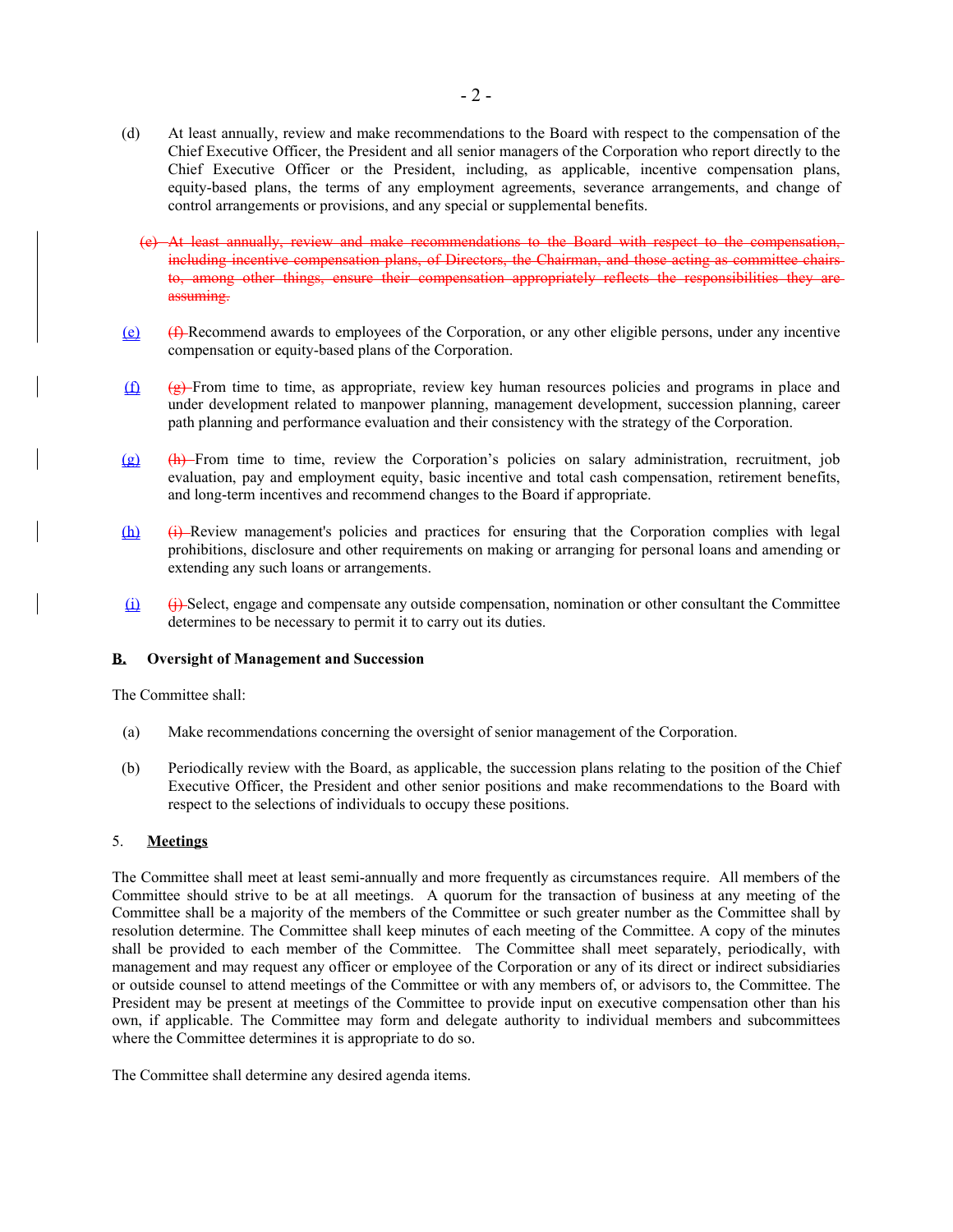(d) At least annually, review and make recommendations to the Board with respect to the compensation of the Chief Executive Officer, the President and all senior managers of the Corporation who report directly to the Chief Executive Officer or the President, including, as applicable, incentive compensation plans, equity-based plans, the terms of any employment agreements, severance arrangements, and change of control arrangements or provisions, and any special or supplemental benefits.

~~(e) At least annually, review and make recommendations to the Board with respect to the compensation, including incentive compensation plans, of Directors, the Chairman, and those acting as committee chairs to, among other things, ensure their compensation appropriately reflects the responsibilities they are assuming.~~

(e) ~~(f)~~ Recommend awards to employees of the Corporation, or any other eligible persons, under any incentive compensation or equity-based plans of the Corporation.

(f) ~~(g)~~ From time to time, as appropriate, review key human resources policies and programs in place and under development related to manpower planning, management development, succession planning, career path planning and performance evaluation and their consistency with the strategy of the Corporation.

(g) ~~(h)~~ From time to time, review the Corporation's policies on salary administration, recruitment, job evaluation, pay and employment equity, basic incentive and total cash compensation, retirement benefits, and long-term incentives and recommend changes to the Board if appropriate.

(h) ~~(i)~~ Review management's policies and practices for ensuring that the Corporation complies with legal prohibitions, disclosure and other requirements on making or arranging for personal loans and amending or extending any such loans or arrangements.

(i) ~~(j)~~ Select, engage and compensate any outside compensation, nomination or other consultant the Committee determines to be necessary to permit it to carry out its duties.

**B. Oversight of Management and Succession**

The Committee shall:

(a) Make recommendations concerning the oversight of senior management of the Corporation.

(b) Periodically review with the Board, as applicable, the succession plans relating to the position of the Chief Executive Officer, the President and other senior positions and make recommendations to the Board with respect to the selections of individuals to occupy these positions.

5. **Meetings**

The Committee shall meet at least semi-annually and more frequently as circumstances require. All members of the Committee should strive to be at all meetings. A quorum for the transaction of business at any meeting of the Committee shall be a majority of the members of the Committee or such greater number as the Committee shall by resolution determine. The Committee shall keep minutes of each meeting of the Committee. A copy of the minutes shall be provided to each member of the Committee. The Committee shall meet separately, periodically, with management and may request any officer or employee of the Corporation or any of its direct or indirect subsidiaries or outside counsel to attend meetings of the Committee or with any members of, or advisors to, the Committee. The President may be present at meetings of the Committee to provide input on executive compensation other than his own, if applicable. The Committee may form and delegate authority to individual members and subcommittees where the Committee determines it is appropriate to do so.

The Committee shall determine any desired agenda items.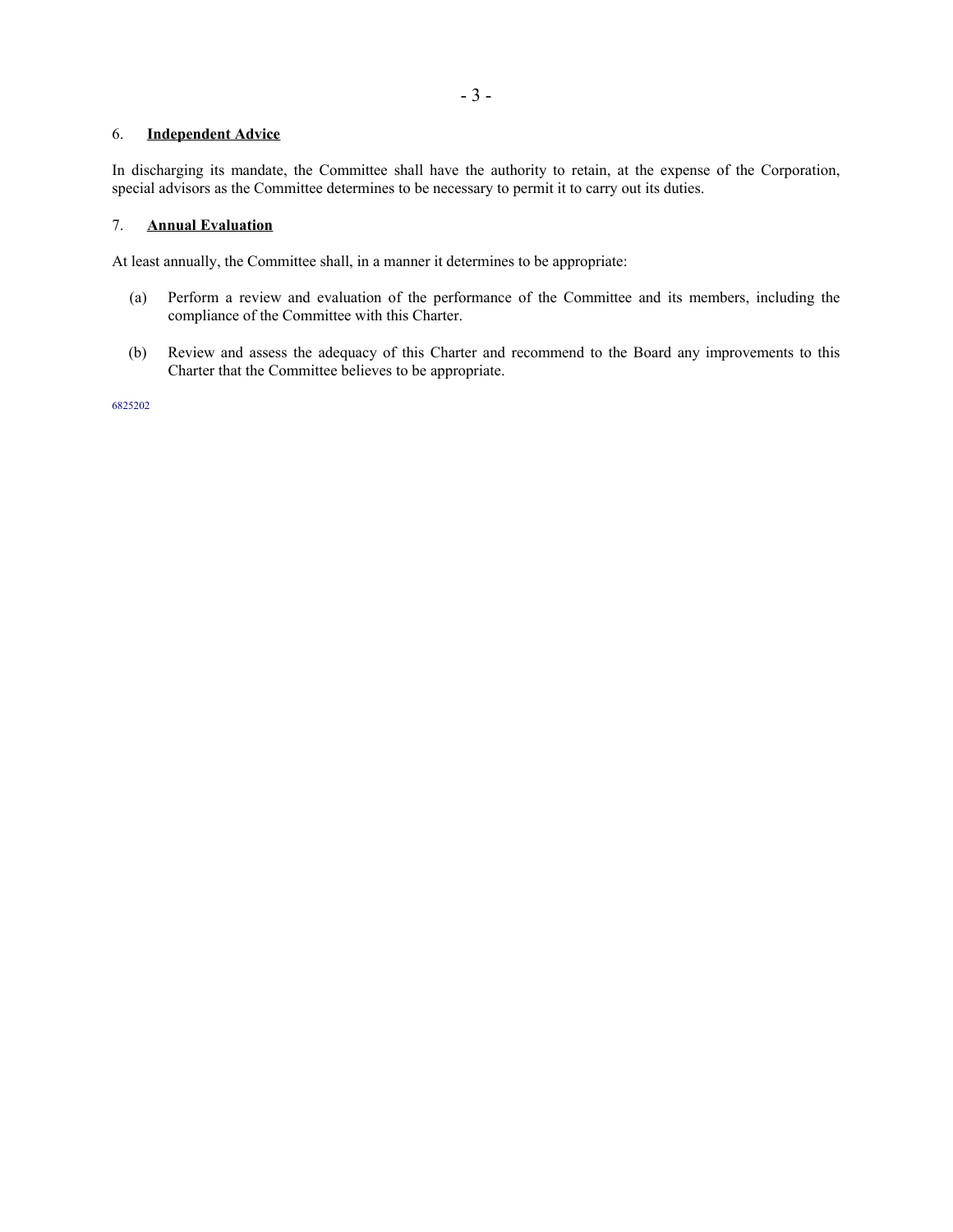## 6. **Independent Advice**

In discharging its mandate, the Committee shall have the authority to retain, at the expense of the Corporation, special advisors as the Committee determines to be necessary to permit it to carry out its duties.

## 7. **Annual Evaluation**

At least annually, the Committee shall, in a manner it determines to be appropriate:

(a) Perform a review and evaluation of the performance of the Committee and its members, including the compliance of the Committee with this Charter.

(b) Review and assess the adequacy of this Charter and recommend to the Board any improvements to this Charter that the Committee believes to be appropriate.

6825202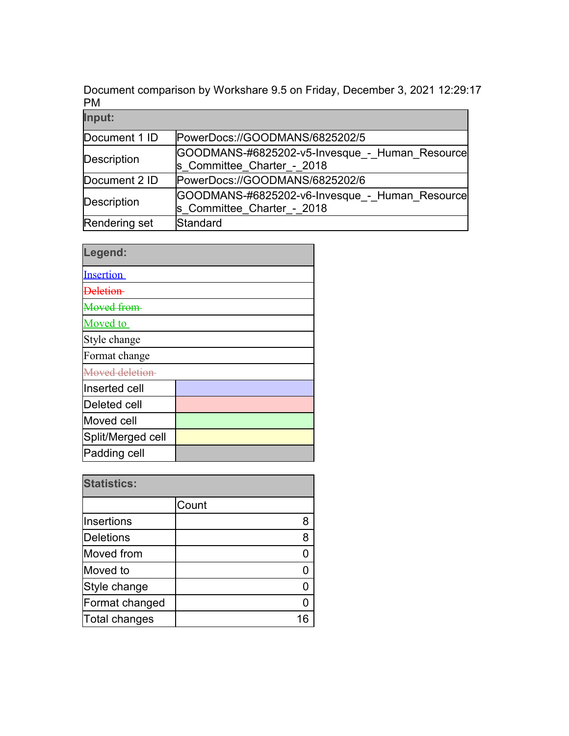Document comparison by Workshare 9.5 on Friday, December 3, 2021 12:29:17 PM

| Input: | |
|---|---|
| Document 1 ID | PowerDocs://GOODMANS/6825202/5 |
| Description | GOODMANS-#6825202-v5-Invesque_-_Human_Resources_Committee_Charter_-_2018 |
| Document 2 ID | PowerDocs://GOODMANS/6825202/6 |
| Description | GOODMANS-#6825202-v6-Invesque_-_Human_Resources_Committee_Charter_-_2018 |
| Rendering set | Standard |

| Legend: | |
|---|---|
| Insertion | |
| ~~Deletion~~ | |
| ~~Moved from~~ | |
| Moved to | |
| Style change | |
| Format change | |
| ~~Moved deletion~~ | |
| Inserted cell | |
| Deleted cell | |
| Moved cell | |
| Split/Merged cell | |
| Padding cell | |

| Statistics: | |
|---|---|
| | Count |
| Insertions | 8 |
| Deletions | 8 |
| Moved from | 0 |
| Moved to | 0 |
| Style change | 0 |
| Format changed | 0 |
| Total changes | 16 |